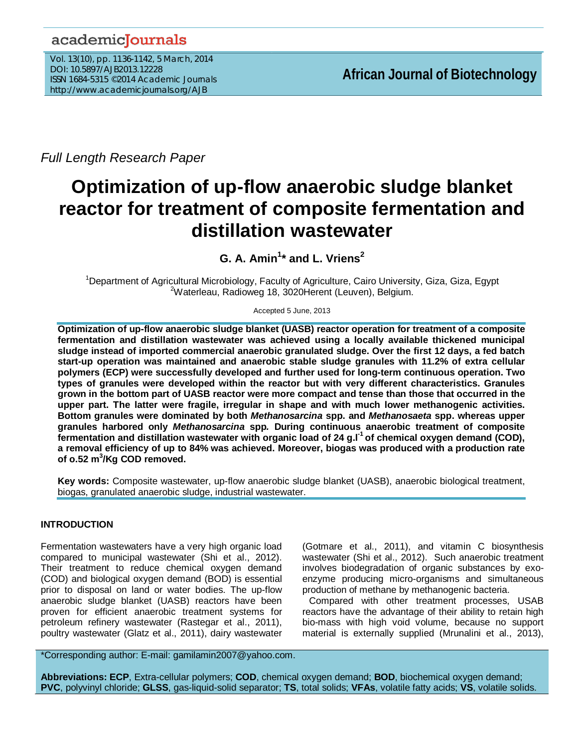*Full Length Research Paper*

# Optimization of up-flow anaerobic sludge blanket reactor for treatment of composite fermentation and distillation wastewater

**G. A. Amin[1]* and L. Vriens[2]**

[1]Department of Agricultural Microbiology, Faculty of Agriculture, Cairo University, Giza, Giza, Egypt
[2]Waterleau, Radioweg 18, 3020Herent (Leuven), Belgium.

Accepted 5 June, 2013

**Optimization of up-flow anaerobic sludge blanket (UASB) reactor operation for treatment of a composite fermentation and distillation wastewater was achieved using a locally available thickened municipal sludge instead of imported commercial anaerobic granulated sludge. Over the first 12 days, a fed batch start-up operation was maintained and anaerobic stable sludge granules with 11.2% of extra cellular polymers (ECP) were successfully developed and further used for long-term continuous operation. Two types of granules were developed within the reactor but with very different characteristics. Granules grown in the bottom part of UASB reactor were more compact and tense than those that occurred in the upper part. The latter were fragile, irregular in shape and with much lower methanogenic activities. Bottom granules were dominated by both *Methanosarcina* spp. and *Methanosaeta* spp. whereas upper granules harbored only *Methanosarcina* spp. During continuous anaerobic treatment of composite fermentation and distillation wastewater with organic load of 24 g.l$^{-1}$ of chemical oxygen demand (COD), a removal efficiency of up to 84% was achieved. Moreover, biogas was produced with a production rate of o.52 m$^3$/Kg COD removed.**

**Key words:** Composite wastewater, up-flow anaerobic sludge blanket (UASB), anaerobic biological treatment, biogas, granulated anaerobic sludge, industrial wastewater.

## INTRODUCTION

Fermentation wastewaters have a very high organic load compared to municipal wastewater (Shi et al., 2012). Their treatment to reduce chemical oxygen demand (COD) and biological oxygen demand (BOD) is essential prior to disposal on land or water bodies. The up-flow anaerobic sludge blanket (UASB) reactors have been proven for efficient anaerobic treatment systems for petroleum refinery wastewater (Rastegar et al., 2011), poultry wastewater (Glatz et al., 2011), dairy wastewater (Gotmare et al., 2011), and vitamin C biosynthesis wastewater (Shi et al., 2012). Such anaerobic treatment involves biodegradation of organic substances by exo-enzyme producing micro-organisms and simultaneous production of methane by methanogenic bacteria.

Compared with other treatment processes, USAB reactors have the advantage of their ability to retain high bio-mass with high void volume, because no support material is externally supplied (Mrunalini et al., 2013),

*Corresponding author: E-mail: gamilamin2007@yahoo.com.

**Abbreviations: ECP**, Extra-cellular polymers; **COD**, chemical oxygen demand; **BOD**, biochemical oxygen demand; **PVC**, polyvinyl chloride; **GLSS**, gas-liquid-solid separator; **TS**, total solids; **VFAs**, volatile fatty acids; **VS**, volatile solids.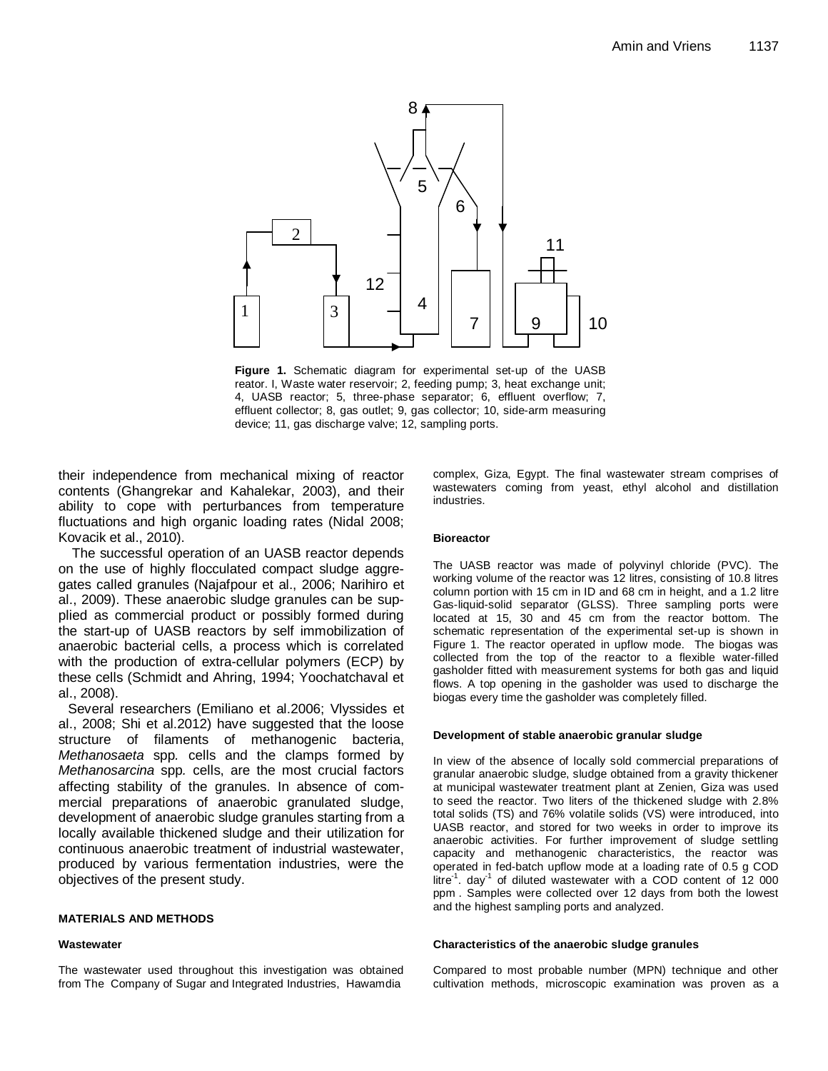**Figure 1.** Schematic diagram for experimental set-up of the UASB reator. I, Waste water reservoir; 2, feeding pump; 3, heat exchange unit; 4, UASB reactor; 5, three-phase separator; 6, effluent overflow; 7, effluent collector; 8, gas outlet; 9, gas collector; 10, side-arm measuring device; 11, gas discharge valve; 12, sampling ports.

their independence from mechanical mixing of reactor contents (Ghangrekar and Kahalekar, 2003), and their ability to cope with perturbances from temperature fluctuations and high organic loading rates (Nidal 2008; Kovacik et al., 2010).

The successful operation of an UASB reactor depends on the use of highly flocculated compact sludge aggregates called granules (Najafpour et al., 2006; Narihiro et al., 2009). These anaerobic sludge granules can be supplied as commercial product or possibly formed during the start-up of UASB reactors by self immobilization of anaerobic bacterial cells, a process which is correlated with the production of extra-cellular polymers (ECP) by these cells (Schmidt and Ahring, 1994; Yoochatchaval et al., 2008).

Several researchers (Emiliano et al.2006; Vlyssides et al., 2008; Shi et al.2012) have suggested that the loose structure of filaments of methanogenic bacteria, *Methanosaeta* spp*.* cells and the clamps formed by *Methanosarcina* spp*.* cells, are the most crucial factors affecting stability of the granules. In absence of commercial preparations of anaerobic granulated sludge, development of anaerobic sludge granules starting from a locally available thickened sludge and their utilization for continuous anaerobic treatment of industrial wastewater, produced by various fermentation industries, were the objectives of the present study.

## MATERIALS AND METHODS

### Wastewater

The wastewater used throughout this investigation was obtained from The Company of Sugar and Integrated Industries, Hawamdia complex, Giza, Egypt. The final wastewater stream comprises of wastewaters coming from yeast, ethyl alcohol and distillation industries.

### Bioreactor

The UASB reactor was made of polyvinyl chloride (PVC). The working volume of the reactor was 12 litres, consisting of 10.8 litres column portion with 15 cm in ID and 68 cm in height, and a 1.2 litre Gas-liquid-solid separator (GLSS). Three sampling ports were located at 15, 30 and 45 cm from the reactor bottom. The schematic representation of the experimental set-up is shown in Figure 1. The reactor operated in upflow mode. The biogas was collected from the top of the reactor to a flexible water-filled gasholder fitted with measurement systems for both gas and liquid flows. A top opening in the gasholder was used to discharge the biogas every time the gasholder was completely filled.

### Development of stable anaerobic granular sludge

In view of the absence of locally sold commercial preparations of granular anaerobic sludge, sludge obtained from a gravity thickener at municipal wastewater treatment plant at Zenien, Giza was used to seed the reactor. Two liters of the thickened sludge with 2.8% total solids (TS) and 76% volatile solids (VS) were introduced, into UASB reactor, and stored for two weeks in order to improve its anaerobic activities. For further improvement of sludge settling capacity and methanogenic characteristics, the reactor was operated in fed-batch upflow mode at a loading rate of 0.5 g COD $litre^{-1}$. $day^{-1}$ of diluted wastewater with a COD content of 12 000 ppm . Samples were collected over 12 days from both the lowest and the highest sampling ports and analyzed.

### Characteristics of the anaerobic sludge granules

Compared to most probable number (MPN) technique and other cultivation methods, microscopic examination was proven as a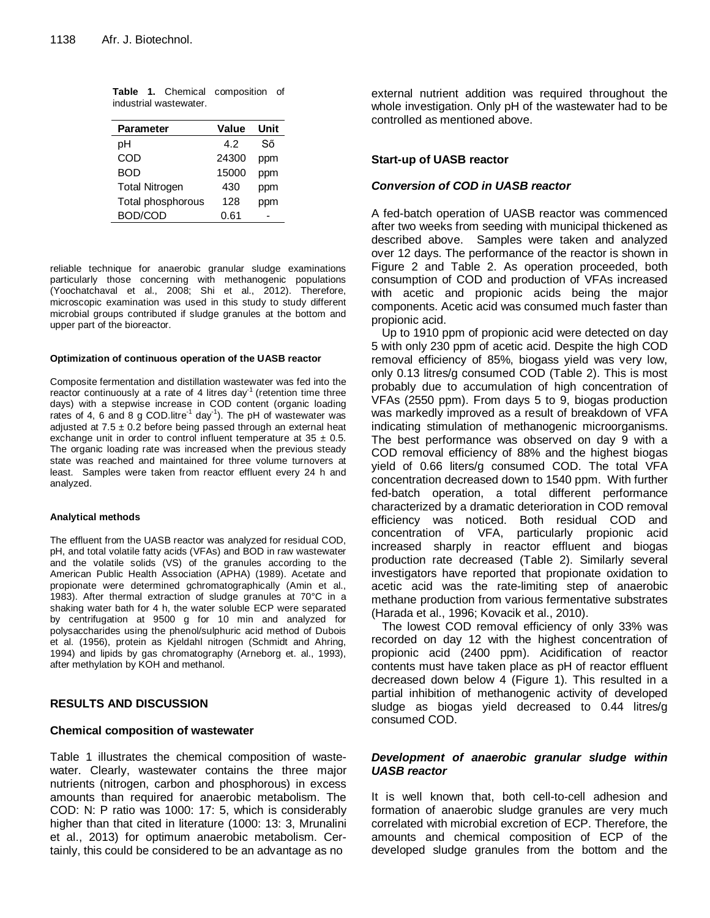**Table 1.** Chemical composition of industrial wastewater.

| Parameter | Value | Unit |
|---|---|---|
| pH | 4.2 | Ső |
| COD | 24300 | ppm |
| BOD | 15000 | ppm |
| Total Nitrogen | 430 | ppm |
| Total phosphorous | 128 | ppm |
| BOD/COD | 0.61 | - |

reliable technique for anaerobic granular sludge examinations particularly those concerning with methanogenic populations (Yoochatchaval et al., 2008; Shi et al., 2012). Therefore, microscopic examination was used in this study to study different microbial groups contributed if sludge granules at the bottom and upper part of the bioreactor.

#### Optimization of continuous operation of the UASB reactor

Composite fermentation and distillation wastewater was fed into the reactor continuously at a rate of 4 litres day$^{-1}$ (retention time three days) with a stepwise increase in COD content (organic loading rates of 4, 6 and 8 g COD.litre$^{-1}$ day$^{-1}$). The pH of wastewater was adjusted at 7.5 ± 0.2 before being passed through an external heat exchange unit in order to control influent temperature at 35 ± 0.5. The organic loading rate was increased when the previous steady state was reached and maintained for three volume turnovers at least. Samples were taken from reactor effluent every 24 h and analyzed.

#### Analytical methods

The effluent from the UASB reactor was analyzed for residual COD, pH, and total volatile fatty acids (VFAs) and BOD in raw wastewater and the volatile solids (VS) of the granules according to the American Public Health Association (APHA) (1989). Acetate and propionate were determined gchromatographically (Amin et al., 1983). After thermal extraction of sludge granules at 70°C in a shaking water bath for 4 h, the water soluble ECP were separated by centrifugation at 9500 g for 10 min and analyzed for polysaccharides using the phenol/sulphuric acid method of Dubois et al. (1956), protein as Kjeldahl nitrogen (Schmidt and Ahring, 1994) and lipids by gas chromatography (Arneborg et. al., 1993), after methylation by KOH and methanol.

## RESULTS AND DISCUSSION

### Chemical composition of wastewater

Table 1 illustrates the chemical composition of wastewater. Clearly, wastewater contains the three major nutrients (nitrogen, carbon and phosphorous) in excess amounts than required for anaerobic metabolism. The COD: N: P ratio was 1000: 17: 5, which is considerably higher than that cited in literature (1000: 13: 3, Mrunalini et al., 2013) for optimum anaerobic metabolism. Certainly, this could be considered to be an advantage as no external nutrient addition was required throughout the whole investigation. Only pH of the wastewater had to be controlled as mentioned above.

### Start-up of UASB reactor

#### *Conversion of COD in UASB reactor*

A fed-batch operation of UASB reactor was commenced after two weeks from seeding with municipal thickened as described above. Samples were taken and analyzed over 12 days. The performance of the reactor is shown in Figure 2 and Table 2. As operation proceeded, both consumption of COD and production of VFAs increased with acetic and propionic acids being the major components. Acetic acid was consumed much faster than propionic acid.

Up to 1910 ppm of propionic acid were detected on day 5 with only 230 ppm of acetic acid. Despite the high COD removal efficiency of 85%, biogass yield was very low, only 0.13 litres/g consumed COD (Table 2). This is most probably due to accumulation of high concentration of VFAs (2550 ppm). From days 5 to 9, biogas production was markedly improved as a result of breakdown of VFA indicating stimulation of methanogenic microorganisms. The best performance was observed on day 9 with a COD removal efficiency of 88% and the highest biogas yield of 0.66 liters/g consumed COD. The total VFA concentration decreased down to 1540 ppm. With further fed-batch operation, a total different performance characterized by a dramatic deterioration in COD removal efficiency was noticed. Both residual COD and concentration of VFA, particularly propionic acid increased sharply in reactor effluent and biogas production rate decreased (Table 2). Similarly several investigators have reported that propionate oxidation to acetic acid was the rate-limiting step of anaerobic methane production from various fermentative substrates (Harada et al., 1996; Kovacik et al., 2010).

The lowest COD removal efficiency of only 33% was recorded on day 12 with the highest concentration of propionic acid (2400 ppm). Acidification of reactor contents must have taken place as pH of reactor effluent decreased down below 4 (Figure 1). This resulted in a partial inhibition of methanogenic activity of developed sludge as biogas yield decreased to 0.44 litres/g consumed COD.

#### *Development of anaerobic granular sludge within UASB reactor*

It is well known that, both cell-to-cell adhesion and formation of anaerobic sludge granules are very much correlated with microbial excretion of ECP. Therefore, the amounts and chemical composition of ECP of the developed sludge granules from the bottom and the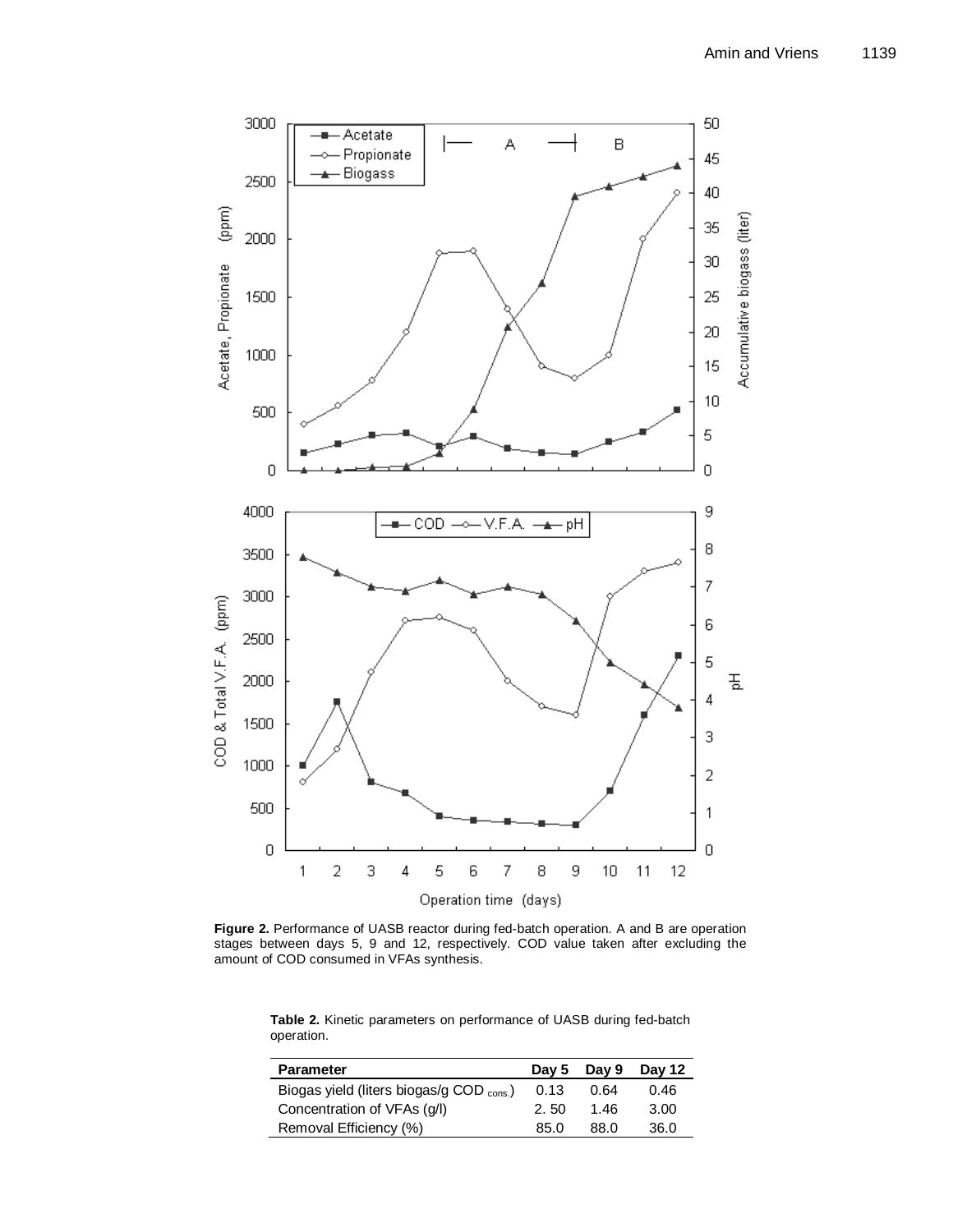**Figure 2.** Performance of UASB reactor during fed-batch operation. A and B are operation stages between days 5, 9 and 12, respectively. COD value taken after excluding the amount of COD consumed in VFAs synthesis.

**Table 2.** Kinetic parameters on performance of UASB during fed-batch operation.

| Parameter | Day 5 | Day 9 | Day 12 |
|---|---|---|---|
| Biogas yield (liters biogas/g COD $_{cons.}$) | 0.13 | 0.64 | 0.46 |
| Concentration of VFAs (g/l) | 2. 50 | 1.46 | 3.00 |
| Removal Efficiency (%) | 85.0 | 88.0 | 36.0 |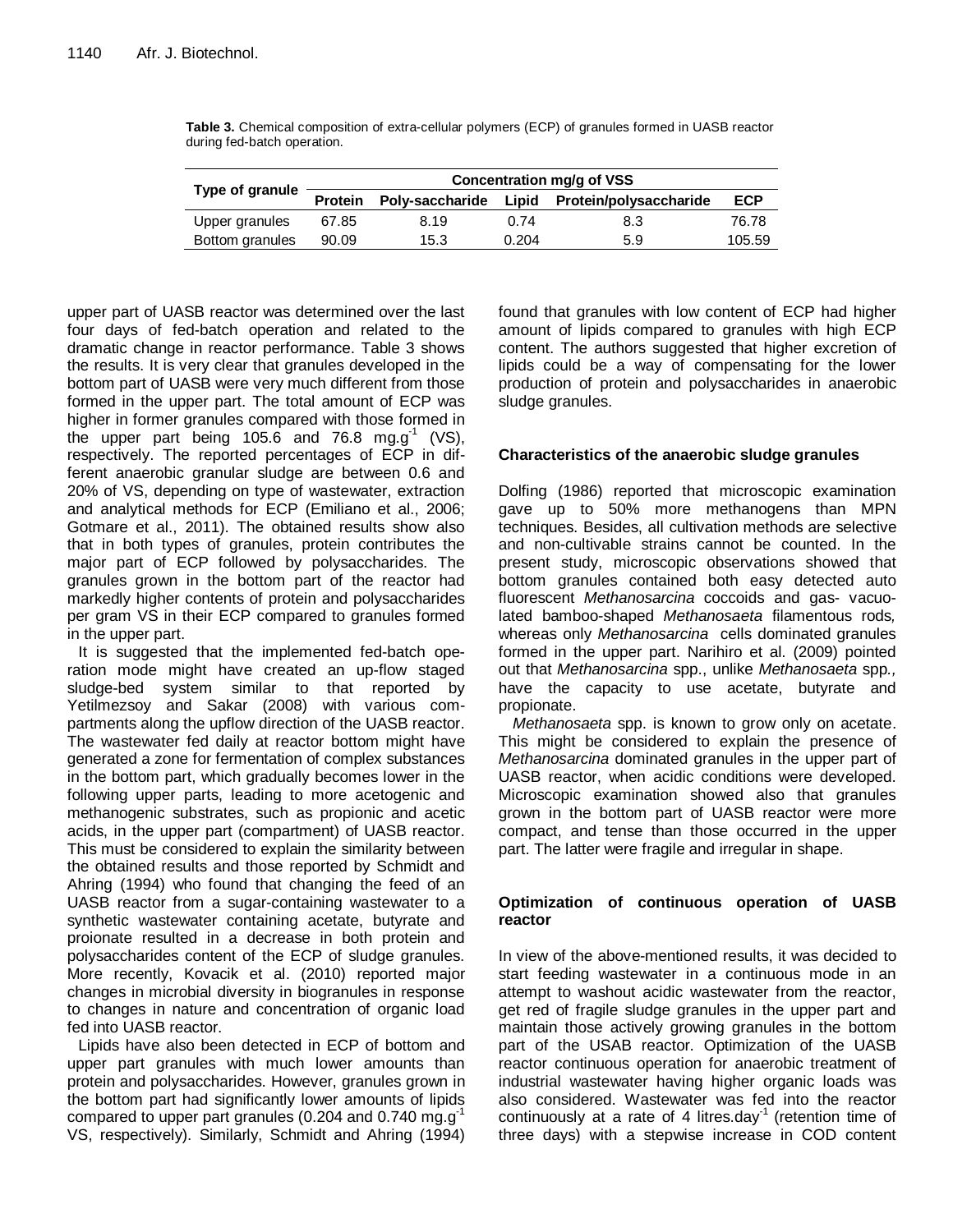**Table 3.** Chemical composition of extra-cellular polymers (ECP) of granules formed in UASB reactor during fed-batch operation.

| Type of granule | Concentration mg/g of VSS | | | | |
|---|---|---|---|---|---|
| | Protein | Poly-saccharide | Lipid | Protein/polysaccharide | ECP |
| Upper granules | 67.85 | 8.19 | 0.74 | 8.3 | 76.78 |
| Bottom granules | 90.09 | 15.3 | 0.204 | 5.9 | 105.59 |

upper part of UASB reactor was determined over the last four days of fed-batch operation and related to the dramatic change in reactor performance. Table 3 shows the results. It is very clear that granules developed in the bottom part of UASB were very much different from those formed in the upper part. The total amount of ECP was higher in former granules compared with those formed in the upper part being 105.6 and 76.8 $mg.g^{-1}$ (VS), respectively. The reported percentages of ECP in different anaerobic granular sludge are between 0.6 and 20% of VS, depending on type of wastewater, extraction and analytical methods for ECP (Emiliano et al., 2006; Gotmare et al., 2011). The obtained results show also that in both types of granules, protein contributes the major part of ECP followed by polysaccharides. The granules grown in the bottom part of the reactor had markedly higher contents of protein and polysaccharides per gram VS in their ECP compared to granules formed in the upper part.

It is suggested that the implemented fed-batch operation mode might have created an up-flow staged sludge-bed system similar to that reported by Yetilmezsoy and Sakar (2008) with various compartments along the upflow direction of the UASB reactor. The wastewater fed daily at reactor bottom might have generated a zone for fermentation of complex substances in the bottom part, which gradually becomes lower in the following upper parts, leading to more acetogenic and methanogenic substrates, such as propionic and acetic acids, in the upper part (compartment) of UASB reactor. This must be considered to explain the similarity between the obtained results and those reported by Schmidt and Ahring (1994) who found that changing the feed of an UASB reactor from a sugar-containing wastewater to a synthetic wastewater containing acetate, butyrate and proionate resulted in a decrease in both protein and polysaccharides content of the ECP of sludge granules. More recently, Kovacik et al. (2010) reported major changes in microbial diversity in biogranules in response to changes in nature and concentration of organic load fed into UASB reactor.

Lipids have also been detected in ECP of bottom and upper part granules with much lower amounts than protein and polysaccharides. However, granules grown in the bottom part had significantly lower amounts of lipids compared to upper part granules (0.204 and 0.740 $mg.g^{-1}$ VS, respectively). Similarly, Schmidt and Ahring (1994) found that granules with low content of ECP had higher amount of lipids compared to granules with high ECP content. The authors suggested that higher excretion of lipids could be a way of compensating for the lower production of protein and polysaccharides in anaerobic sludge granules.

## Characteristics of the anaerobic sludge granules

Dolfing (1986) reported that microscopic examination gave up to 50% more methanogens than MPN techniques. Besides, all cultivation methods are selective and non-cultivable strains cannot be counted. In the present study, microscopic observations showed that bottom granules contained both easy detected auto fluorescent *Methanosarcina* coccoids and gas- vacuolated bamboo-shaped *Methanosaeta* filamentous rods, whereas only *Methanosarcina* cells dominated granules formed in the upper part. Narihiro et al. (2009) pointed out that *Methanosarcina* spp., unlike *Methanosaeta* spp., have the capacity to use acetate, butyrate and propionate.

*Methanosaeta* spp. is known to grow only on acetate. This might be considered to explain the presence of *Methanosarcina* dominated granules in the upper part of UASB reactor, when acidic conditions were developed. Microscopic examination showed also that granules grown in the bottom part of UASB reactor were more compact, and tense than those occurred in the upper part. The latter were fragile and irregular in shape.

## Optimization of continuous operation of UASB reactor

In view of the above-mentioned results, it was decided to start feeding wastewater in a continuous mode in an attempt to washout acidic wastewater from the reactor, get red of fragile sludge granules in the upper part and maintain those actively growing granules in the bottom part of the USAB reactor. Optimization of the UASB reactor continuous operation for anaerobic treatment of industrial wastewater having higher organic loads was also considered. Wastewater was fed into the reactor continuously at a rate of 4 $litres.day^{-1}$ (retention time of three days) with a stepwise increase in COD content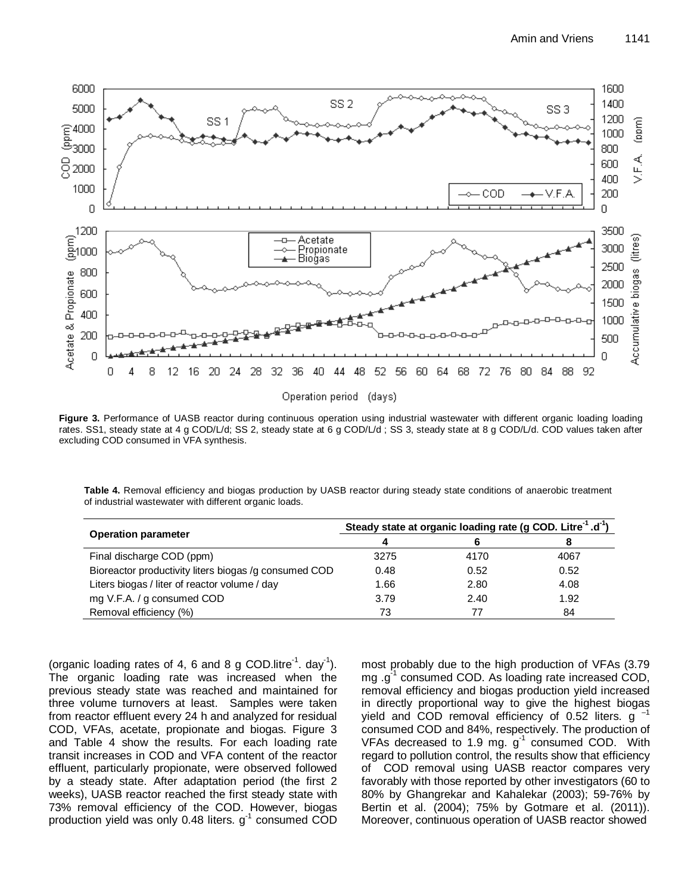**Figure 3.** Performance of UASB reactor during continuous operation using industrial wastewater with different organic loading loading rates. SS1, steady state at 4 g COD/L/d; SS 2, steady state at 6 g COD/L/d ; SS 3, steady state at 8 g COD/L/d. COD values taken after excluding COD consumed in VFA synthesis.

**Table 4.** Removal efficiency and biogas production by UASB reactor during steady state conditions of anaerobic treatment of industrial wastewater with different organic loads.

| Operation parameter | Steady state at organic loading rate (g COD. Litre$^{-1}$ .d$^{-1}$) | | |
|---|---|---|---|
| | 4 | 6 | 8 |
| Final discharge COD (ppm) | 3275 | 4170 | 4067 |
| Bioreactor productivity liters biogas /g consumed COD | 0.48 | 0.52 | 0.52 |
| Liters biogas / liter of reactor volume / day | 1.66 | 2.80 | 4.08 |
| mg V.F.A. / g consumed COD | 3.79 | 2.40 | 1.92 |
| Removal efficiency (%) | 73 | 77 | 84 |

(organic loading rates of 4, 6 and 8 g COD.litre$^{-1}$. day$^{-1}$). The organic loading rate was increased when the previous steady state was reached and maintained for three volume turnovers at least. Samples were taken from reactor effluent every 24 h and analyzed for residual COD, VFAs, acetate, propionate and biogas. Figure 3 and Table 4 show the results. For each loading rate transit increases in COD and VFA content of the reactor effluent, particularly propionate, were observed followed by a steady state. After adaptation period (the first 2 weeks), UASB reactor reached the first steady state with 73% removal efficiency of the COD. However, biogas production yield was only 0.48 liters. g$^{-1}$ consumed COD most probably due to the high production of VFAs (3.79 mg .g$^{-1}$ consumed COD. As loading rate increased COD, removal efficiency and biogas production yield increased in directly proportional way to give the highest biogas yield and COD removal efficiency of 0.52 liters. g $^{-1}$ consumed COD and 84%, respectively. The production of VFAs decreased to 1.9 mg. g$^{-1}$ consumed COD. With regard to pollution control, the results show that efficiency of COD removal using UASB reactor compares very favorably with those reported by other investigators (60 to 80% by Ghangrekar and Kahalekar (2003); 59-76% by Bertin et al. (2004); 75% by Gotmare et al. (2011)). Moreover, continuous operation of UASB reactor showed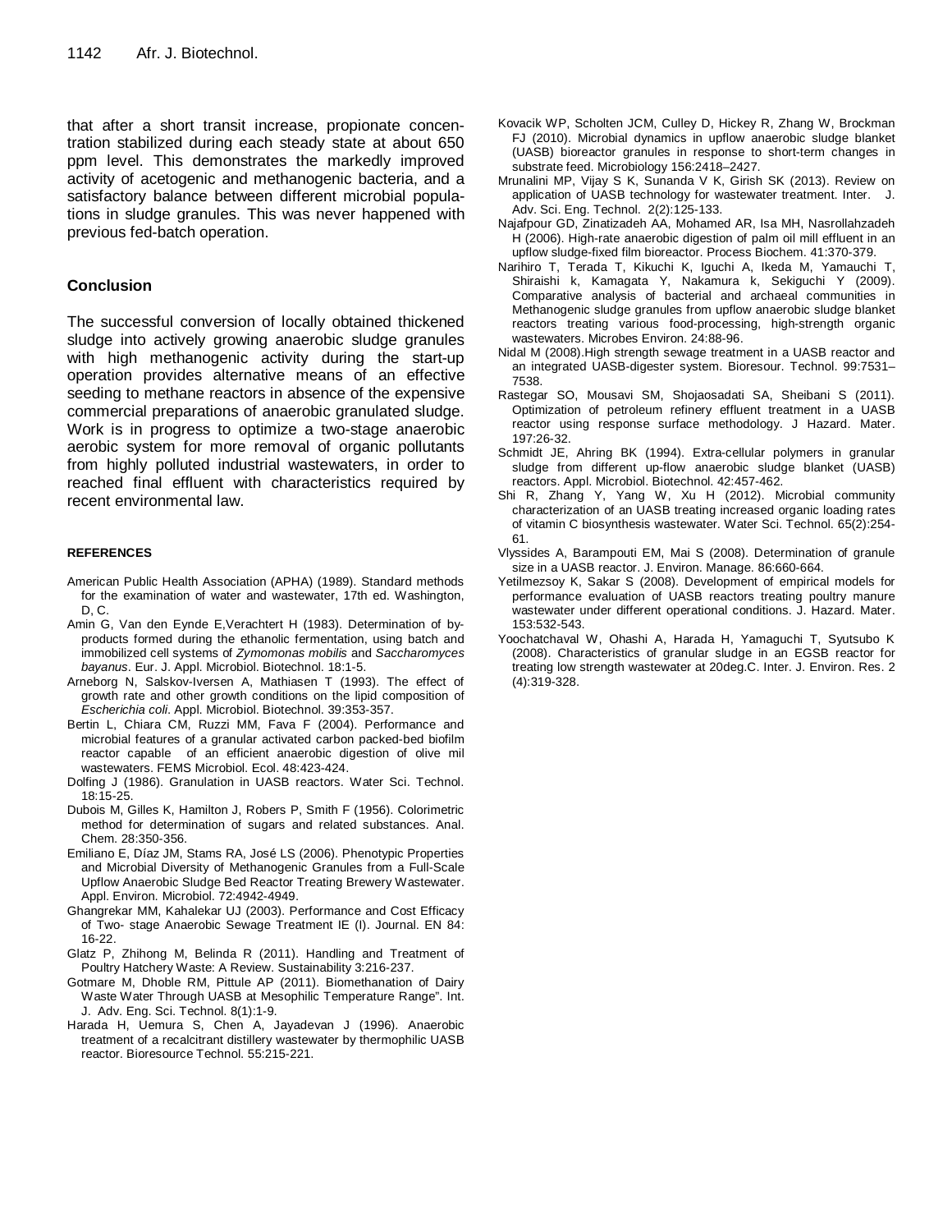that after a short transit increase, propionate concentration stabilized during each steady state at about 650 ppm level. This demonstrates the markedly improved activity of acetogenic and methanogenic bacteria, and a satisfactory balance between different microbial populations in sludge granules. This was never happened with previous fed-batch operation.

## Conclusion

The successful conversion of locally obtained thickened sludge into actively growing anaerobic sludge granules with high methanogenic activity during the start-up operation provides alternative means of an effective seeding to methane reactors in absence of the expensive commercial preparations of anaerobic granulated sludge. Work is in progress to optimize a two-stage anaerobic aerobic system for more removal of organic pollutants from highly polluted industrial wastewaters, in order to reached final effluent with characteristics required by recent environmental law.

## REFERENCES

American Public Health Association (APHA) (1989). Standard methods for the examination of water and wastewater, 17th ed. Washington, D, C.

Amin G, Van den Eynde E,Verachtert H (1983). Determination of by-products formed during the ethanolic fermentation, using batch and immobilized cell systems of *Zymomonas mobilis* and *Saccharomyces bayanus*. Eur. J. Appl. Microbiol. Biotechnol. 18:1-5.

Arneborg N, Salskov-Iversen A, Mathiasen T (1993). The effect of growth rate and other growth conditions on the lipid composition of *Escherichia coli*. Appl. Microbiol. Biotechnol. 39:353-357.

Bertin L, Chiara CM, Ruzzi MM, Fava F (2004). Performance and microbial features of a granular activated carbon packed-bed biofilm reactor capable of an efficient anaerobic digestion of olive mil wastewaters. FEMS Microbiol. Ecol. 48:423-424.

Dolfing J (1986). Granulation in UASB reactors. Water Sci. Technol. 18:15-25.

Dubois M, Gilles K, Hamilton J, Robers P, Smith F (1956). Colorimetric method for determination of sugars and related substances. Anal. Chem. 28:350-356.

Emiliano E, Díaz JM, Stams RA, José LS (2006). Phenotypic Properties and Microbial Diversity of Methanogenic Granules from a Full-Scale Upflow Anaerobic Sludge Bed Reactor Treating Brewery Wastewater. Appl. Environ. Microbiol. 72:4942-4949.

Ghangrekar MM, Kahalekar UJ (2003). Performance and Cost Efficacy of Two- stage Anaerobic Sewage Treatment IE (I). Journal. EN 84: 16-22.

Glatz P, Zhihong M, Belinda R (2011). Handling and Treatment of Poultry Hatchery Waste: A Review. Sustainability 3:216-237.

Gotmare M, Dhoble RM, Pittule AP (2011). Biomethanation of Dairy Waste Water Through UASB at Mesophilic Temperature Range". Int. J. Adv. Eng. Sci. Technol. 8(1):1-9.

Harada H, Uemura S, Chen A, Jayadevan J (1996). Anaerobic treatment of a recalcitrant distillery wastewater by thermophilic UASB reactor. Bioresource Technol. 55:215-221.

Kovacik WP, Scholten JCM, Culley D, Hickey R, Zhang W, Brockman FJ (2010). Microbial dynamics in upflow anaerobic sludge blanket (UASB) bioreactor granules in response to short-term changes in substrate feed. Microbiology 156:2418–2427.

Mrunalini MP, Vijay S K, Sunanda V K, Girish SK (2013). Review on application of UASB technology for wastewater treatment. Inter. J. Adv. Sci. Eng. Technol. 2(2):125-133.

Najafpour GD, Zinatizadeh AA, Mohamed AR, Isa MH, Nasrollahzadeh H (2006). High-rate anaerobic digestion of palm oil mill effluent in an upflow sludge-fixed film bioreactor. Process Biochem. 41:370-379.

Narihiro T, Terada T, Kikuchi K, Iguchi A, Ikeda M, Yamauchi T, Shiraishi k, Kamagata Y, Nakamura k, Sekiguchi Y (2009). Comparative analysis of bacterial and archaeal communities in Methanogenic sludge granules from upflow anaerobic sludge blanket reactors treating various food-processing, high-strength organic wastewaters. Microbes Environ. 24:88-96.

Nidal M (2008).High strength sewage treatment in a UASB reactor and an integrated UASB-digester system. Bioresour. Technol. 99:7531–7538.

Rastegar SO, Mousavi SM, Shojaosadati SA, Sheibani S (2011). Optimization of petroleum refinery effluent treatment in a UASB reactor using response surface methodology. J Hazard. Mater. 197:26-32.

Schmidt JE, Ahring BK (1994). Extra-cellular polymers in granular sludge from different up-flow anaerobic sludge blanket (UASB) reactors. Appl. Microbiol. Biotechnol. 42:457-462.

Shi R, Zhang Y, Yang W, Xu H (2012). Microbial community characterization of an UASB treating increased organic loading rates of vitamin C biosynthesis wastewater. Water Sci. Technol. 65(2):254-61.

Vlyssides A, Barampouti EM, Mai S (2008). Determination of granule size in a UASB reactor. J. Environ. Manage. 86:660-664.

Yetilmezsoy K, Sakar S (2008). Development of empirical models for performance evaluation of UASB reactors treating poultry manure wastewater under different operational conditions. J. Hazard. Mater. 153:532-543.

Yoochatchaval W, Ohashi A, Harada H, Yamaguchi T, Syutsubo K (2008). Characteristics of granular sludge in an EGSB reactor for treating low strength wastewater at 20deg.C. Inter. J. Environ. Res. 2 (4):319-328.